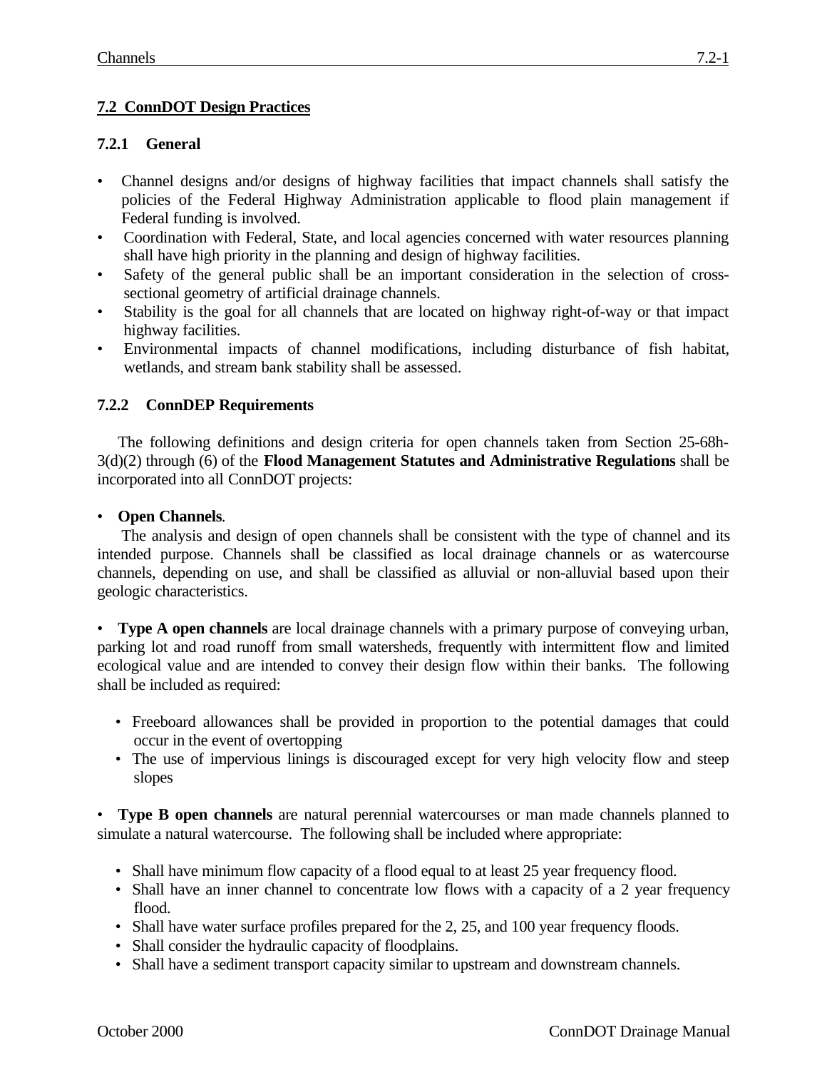## 7.2 ConnDOT Design Practices

### 7.2.1 General

- Channel designs and/or designs of highway facilities that impact channels shall satisfy the policies of the Federal Highway Administration applicable to flood plain management if Federal funding is involved.
- Coordination with Federal, State, and local agencies concerned with water resources planning shall have high priority in the planning and design of highway facilities.
- Safety of the general public shall be an important consideration in the selection of cross-sectional geometry of artificial drainage channels.
- Stability is the goal for all channels that are located on highway right-of-way or that impact highway facilities.
- Environmental impacts of channel modifications, including disturbance of fish habitat, wetlands, and stream bank stability shall be assessed.

### 7.2.2 ConnDEP Requirements

The following definitions and design criteria for open channels taken from Section 25-68h-3(d)(2) through (6) of the **Flood Management Statutes and Administrative Regulations** shall be incorporated into all ConnDOT projects:

- **Open Channels**.

The analysis and design of open channels shall be consistent with the type of channel and its intended purpose. Channels shall be classified as local drainage channels or as watercourse channels, depending on use, and shall be classified as alluvial or non-alluvial based upon their geologic characteristics.

- **Type A open channels** are local drainage channels with a primary purpose of conveying urban, parking lot and road runoff from small watersheds, frequently with intermittent flow and limited ecological value and are intended to convey their design flow within their banks. The following shall be included as required:

  - Freeboard allowances shall be provided in proportion to the potential damages that could occur in the event of overtopping
  - The use of impervious linings is discouraged except for very high velocity flow and steep slopes

- **Type B open channels** are natural perennial watercourses or man made channels planned to simulate a natural watercourse. The following shall be included where appropriate:

  - Shall have minimum flow capacity of a flood equal to at least 25 year frequency flood.
  - Shall have an inner channel to concentrate low flows with a capacity of a 2 year frequency flood.
  - Shall have water surface profiles prepared for the 2, 25, and 100 year frequency floods.
  - Shall consider the hydraulic capacity of floodplains.
  - Shall have a sediment transport capacity similar to upstream and downstream channels.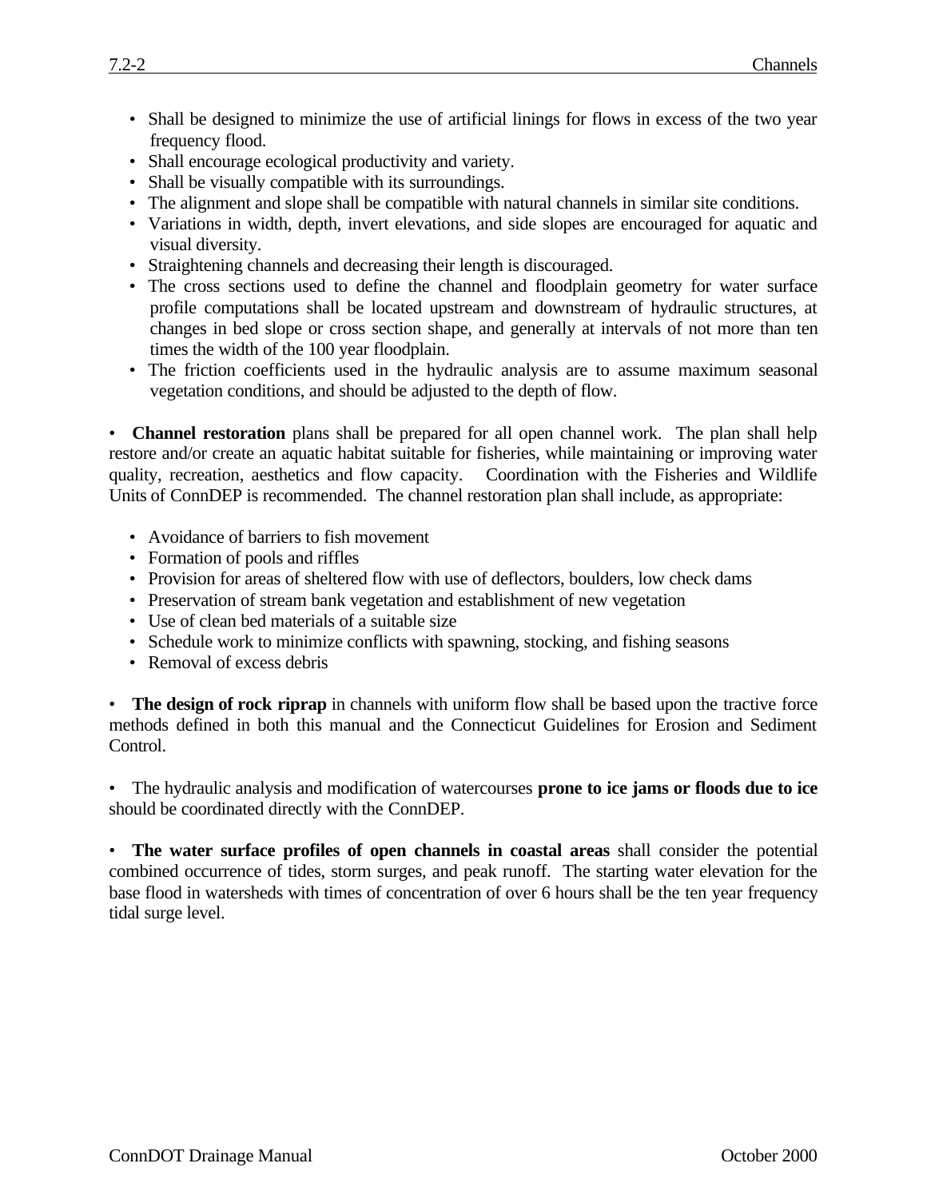- Shall be designed to minimize the use of artificial linings for flows in excess of the two year frequency flood.
- Shall encourage ecological productivity and variety.
- Shall be visually compatible with its surroundings.
- The alignment and slope shall be compatible with natural channels in similar site conditions.
- Variations in width, depth, invert elevations, and side slopes are encouraged for aquatic and visual diversity.
- Straightening channels and decreasing their length is discouraged.
- The cross sections used to define the channel and floodplain geometry for water surface profile computations shall be located upstream and downstream of hydraulic structures, at changes in bed slope or cross section shape, and generally at intervals of not more than ten times the width of the 100 year floodplain.
- The friction coefficients used in the hydraulic analysis are to assume maximum seasonal vegetation conditions, and should be adjusted to the depth of flow.

• **Channel restoration** plans shall be prepared for all open channel work. The plan shall help restore and/or create an aquatic habitat suitable for fisheries, while maintaining or improving water quality, recreation, aesthetics and flow capacity. Coordination with the Fisheries and Wildlife Units of ConnDEP is recommended. The channel restoration plan shall include, as appropriate:

- Avoidance of barriers to fish movement
- Formation of pools and riffles
- Provision for areas of sheltered flow with use of deflectors, boulders, low check dams
- Preservation of stream bank vegetation and establishment of new vegetation
- Use of clean bed materials of a suitable size
- Schedule work to minimize conflicts with spawning, stocking, and fishing seasons
- Removal of excess debris

• **The design of rock riprap** in channels with uniform flow shall be based upon the tractive force methods defined in both this manual and the Connecticut Guidelines for Erosion and Sediment Control.

• The hydraulic analysis and modification of watercourses **prone to ice jams or floods due to ice** should be coordinated directly with the ConnDEP.

• **The water surface profiles of open channels in coastal areas** shall consider the potential combined occurrence of tides, storm surges, and peak runoff. The starting water elevation for the base flood in watersheds with times of concentration of over 6 hours shall be the ten year frequency tidal surge level.